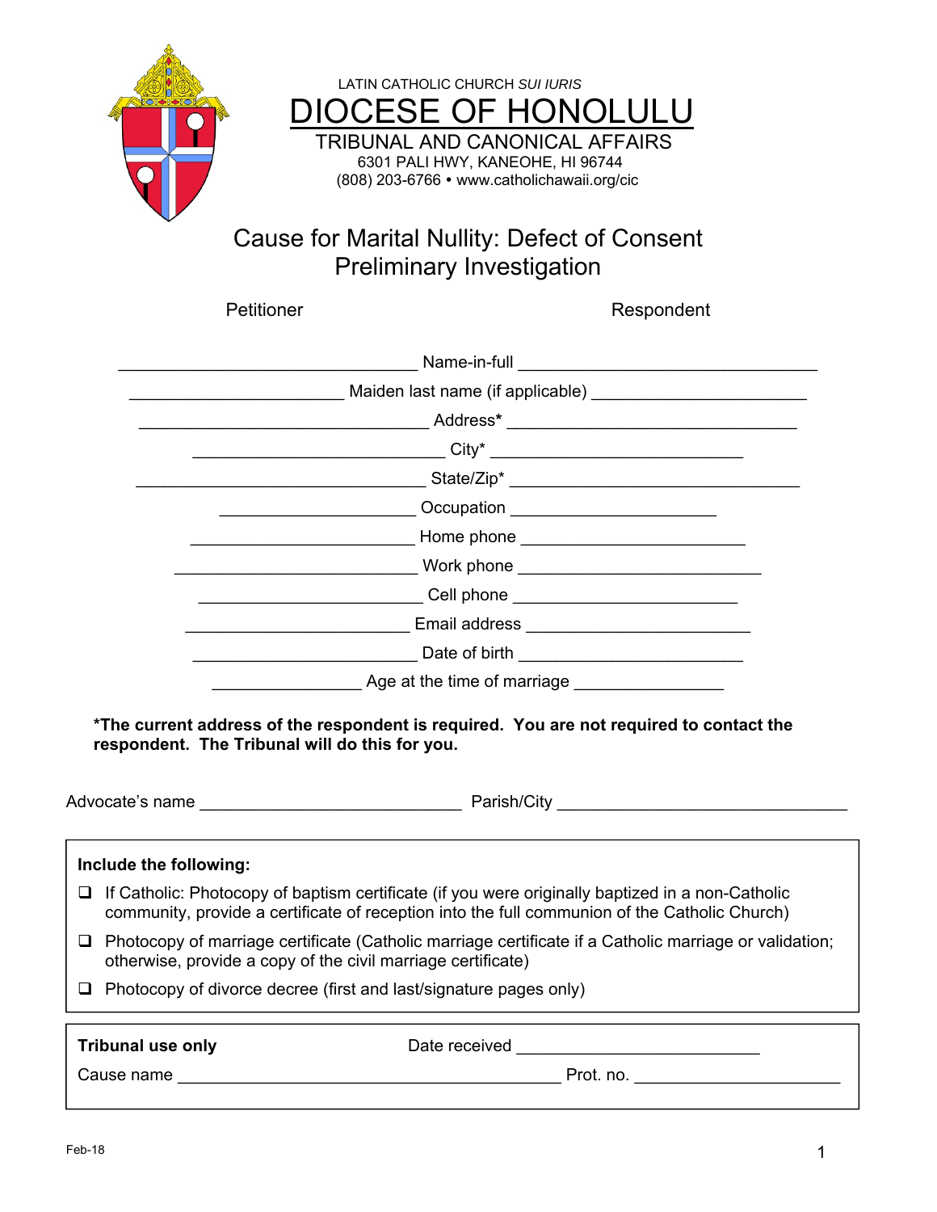LATIN CATHOLIC CHURCH *SUI IURIS*

# DIOCESE OF HONOLULU

TRIBUNAL AND CANONICAL AFFAIRS
6301 PALI HWY, KANEOHE, HI 96744
(808) 203-6766 • www.catholichawaii.org/cic

## Cause for Marital Nullity: Defect of Consent
## Preliminary Investigation

| Petitioner | | Respondent |
|---|---|---|
| ________________________________ | Name-in-full | ________________________________ |
| _______________________ | Maiden last name (if applicable) | _______________________ |
| _______________________________ | Address* | _______________________________ |
| ___________________________ | City* | ___________________________ |
| _______________________________ | State/Zip* | _______________________________ |
| _____________________ | Occupation | _____________________ |
| ________________________ | Home phone | ________________________ |
| __________________________ | Work phone | __________________________ |
| ________________________ | Cell phone | ________________________ |
| ________________________ | Email address | ________________________ |
| ________________________ | Date of birth | ________________________ |
| ________________ | Age at the time of marriage | ________________ |

**\*The current address of the respondent is required. You are not required to contact the respondent. The Tribunal will do this for you.**

Advocate's name ____________________________ Parish/City _______________________________

**Include the following:**

- ❑ If Catholic: Photocopy of baptism certificate (if you were originally baptized in a non-Catholic community, provide a certificate of reception into the full communion of the Catholic Church)
- ❑ Photocopy of marriage certificate (Catholic marriage certificate if a Catholic marriage or validation; otherwise, provide a copy of the civil marriage certificate)
- ❑ Photocopy of divorce decree (first and last/signature pages only)

**Tribunal use only** Date received __________________________

Cause name _________________________________________ Prot. no. ______________________

Feb-18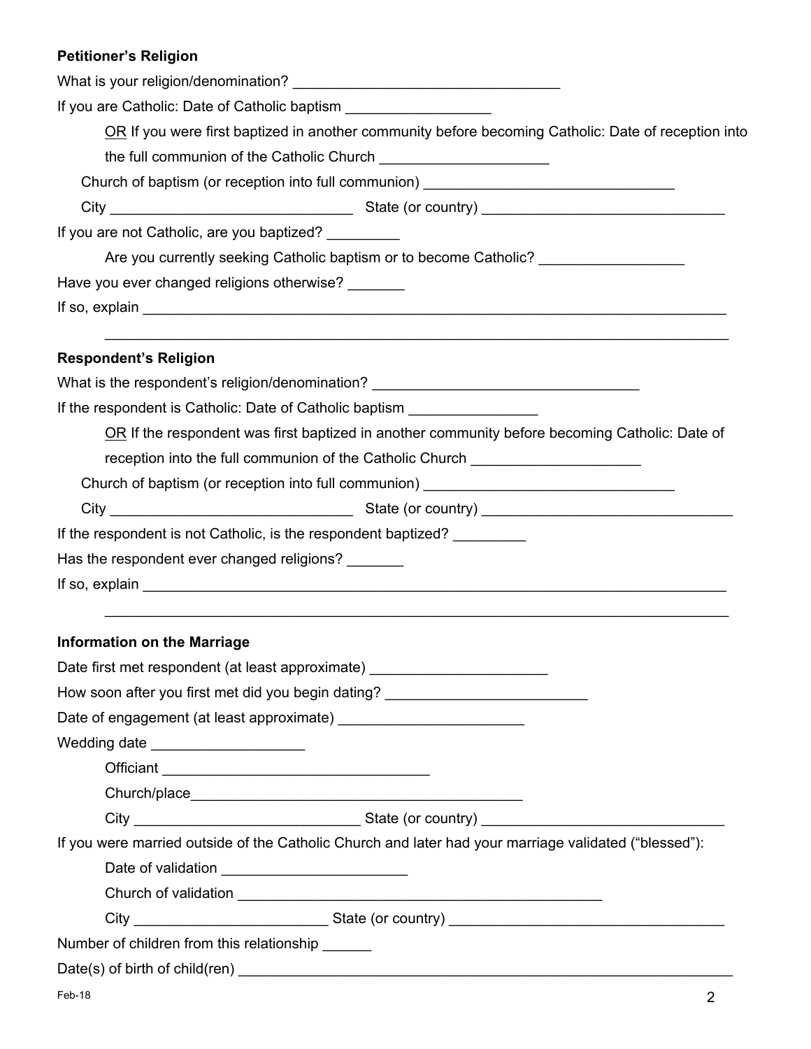**Petitioner's Religion**

What is your religion/denomination? _________________________________

If you are Catholic: Date of Catholic baptism _________________

<u>OR</u> If you were first baptized in another community before becoming Catholic: Date of reception into the full communion of the Catholic Church ____________________

Church of baptism (or reception into full communion) _______________________________

City ______________________________ State (or country) ______________________________

If you are not Catholic, are you baptized? _________

Are you currently seeking Catholic baptism or to become Catholic? _________________

Have you ever changed religions otherwise? _______

If so, explain __________________________________________________________________________

__________________________________________________________________________

**Respondent's Religion**

What is the respondent's religion/denomination? _________________________________

If the respondent is Catholic: Date of Catholic baptism _______________

<u>OR</u> If the respondent was first baptized in another community before becoming Catholic: Date of reception into the full communion of the Catholic Church ____________________

Church of baptism (or reception into full communion) _______________________________

City ______________________________ State (or country) _______________________________

If the respondent is not Catholic, is the respondent baptized? _________

Has the respondent ever changed religions? _______

If so, explain __________________________________________________________________________

__________________________________________________________________________

**Information on the Marriage**

Date first met respondent (at least approximate) ______________________

How soon after you first met did you begin dating? _________________________

Date of engagement (at least approximate) _______________________

Wedding date __________________

Officiant _________________________________

Church/place_________________________________________

City ____________________________ State (or country) ______________________________

If you were married outside of the Catholic Church and later had your marriage validated ("blessed"):

Date of validation ______________________

Church of validation ______________________________________________

City _______________________ State (or country) __________________________________

Number of children from this relationship ______

Date(s) of birth of child(ren) ______________________________________________________________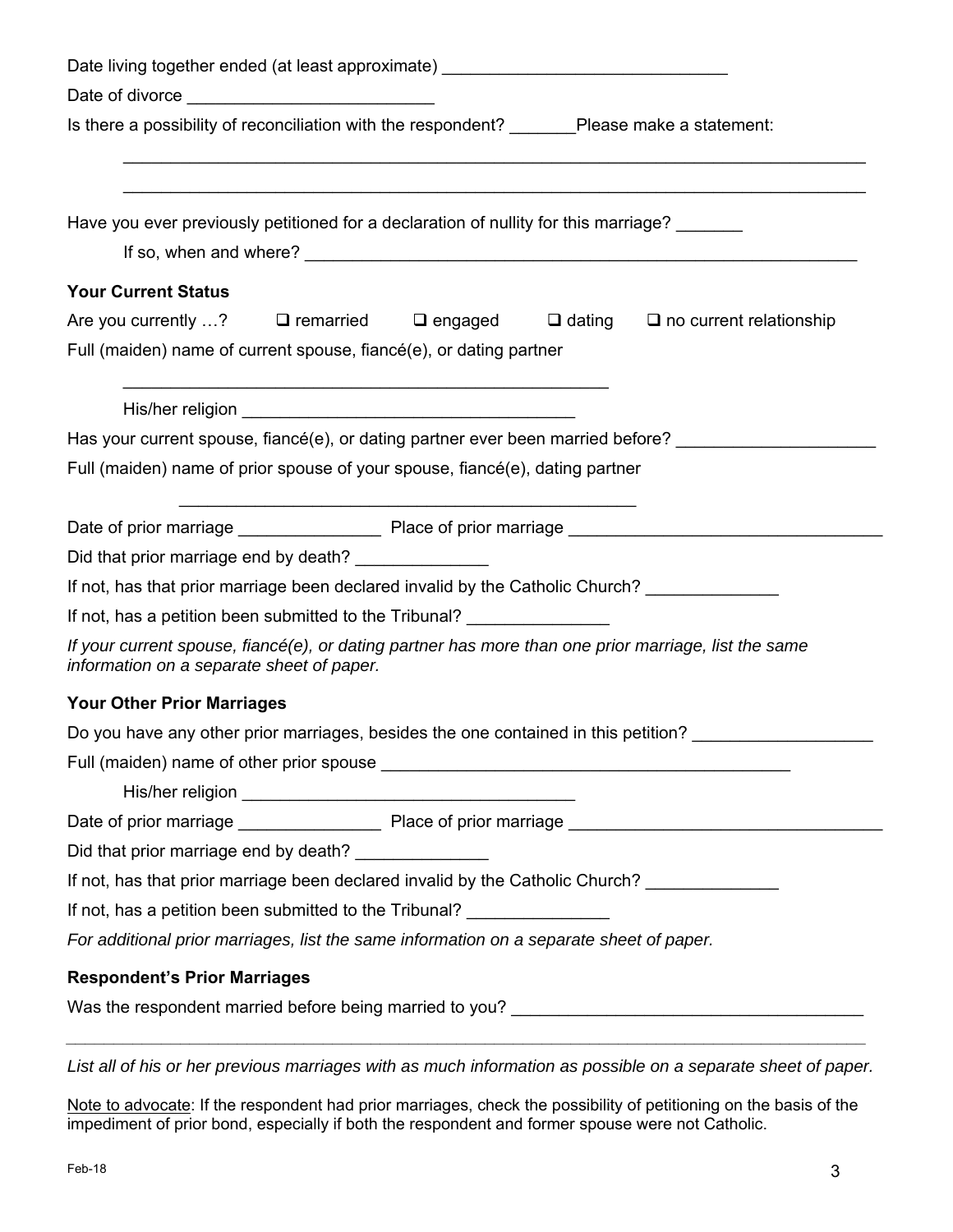Date living together ended (at least approximate) ______________________________

Date of divorce __________________________

Is there a possibility of reconciliation with the respondent? _______Please make a statement:

________________________________________________________________________________

________________________________________________________________________________

Have you ever previously petitioned for a declaration of nullity for this marriage? _______

If so, when and where? ____________________________________________________________

**Your Current Status**

Are you currently …? ☐ remarried ☐ engaged ☐ dating ☐ no current relationship

Full (maiden) name of current spouse, fiancé(e), or dating partner

_____________________________________________________

His/her religion ____________________________________

Has your current spouse, fiancé(e), or dating partner ever been married before? _____________________

Full (maiden) name of prior spouse of your spouse, fiancé(e), dating partner

__________________________________________________

Date of prior marriage _______________ Place of prior marriage _________________________________

Did that prior marriage end by death? ______________

If not, has that prior marriage been declared invalid by the Catholic Church? ______________

If not, has a petition been submitted to the Tribunal? _______________

*If your current spouse, fiancé(e), or dating partner has more than one prior marriage, list the same information on a separate sheet of paper.*

**Your Other Prior Marriages**

Do you have any other prior marriages, besides the one contained in this petition? ___________________

Full (maiden) name of other prior spouse ____________________________________________

His/her religion ____________________________________

Date of prior marriage _______________ Place of prior marriage _________________________________

Did that prior marriage end by death? ______________

If not, has that prior marriage been declared invalid by the Catholic Church? ______________

If not, has a petition been submitted to the Tribunal? _______________

*For additional prior marriages, list the same information on a separate sheet of paper.*

**Respondent's Prior Marriages**

Was the respondent married before being married to you? _____________________________________

________________________________________________________________________________

*List all of his or her previous marriages with as much information as possible on a separate sheet of paper.*

Note to advocate: If the respondent had prior marriages, check the possibility of petitioning on the basis of the impediment of prior bond, especially if both the respondent and former spouse were not Catholic.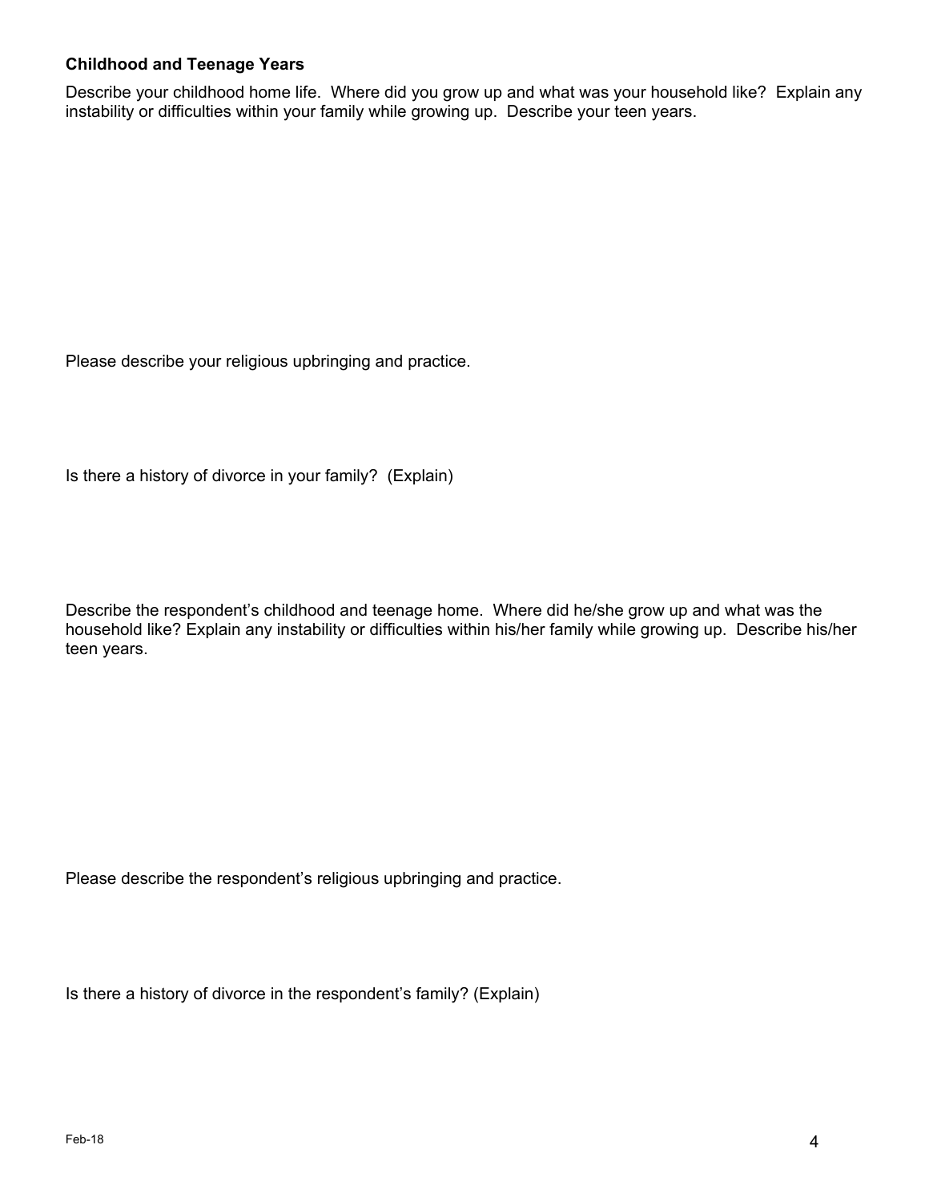**Childhood and Teenage Years**

Describe your childhood home life. Where did you grow up and what was your household like? Explain any instability or difficulties within your family while growing up. Describe your teen years.

Please describe your religious upbringing and practice.

Is there a history of divorce in your family? (Explain)

Describe the respondent's childhood and teenage home. Where did he/she grow up and what was the household like? Explain any instability or difficulties within his/her family while growing up. Describe his/her teen years.

Please describe the respondent's religious upbringing and practice.

Is there a history of divorce in the respondent's family? (Explain)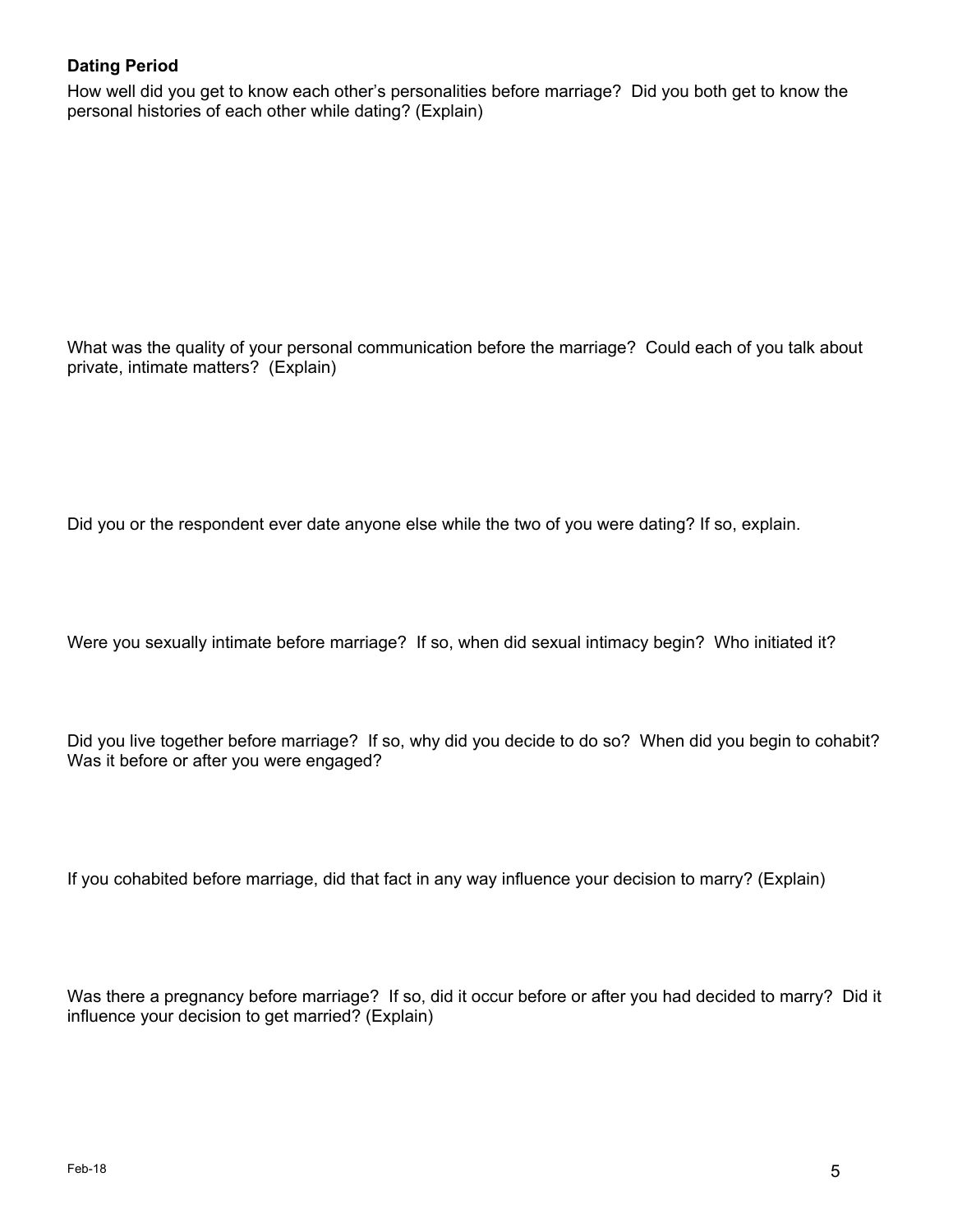**Dating Period**

How well did you get to know each other's personalities before marriage? Did you both get to know the personal histories of each other while dating? (Explain)

What was the quality of your personal communication before the marriage? Could each of you talk about private, intimate matters? (Explain)

Did you or the respondent ever date anyone else while the two of you were dating? If so, explain.

Were you sexually intimate before marriage? If so, when did sexual intimacy begin? Who initiated it?

Did you live together before marriage? If so, why did you decide to do so? When did you begin to cohabit? Was it before or after you were engaged?

If you cohabited before marriage, did that fact in any way influence your decision to marry? (Explain)

Was there a pregnancy before marriage? If so, did it occur before or after you had decided to marry? Did it influence your decision to get married? (Explain)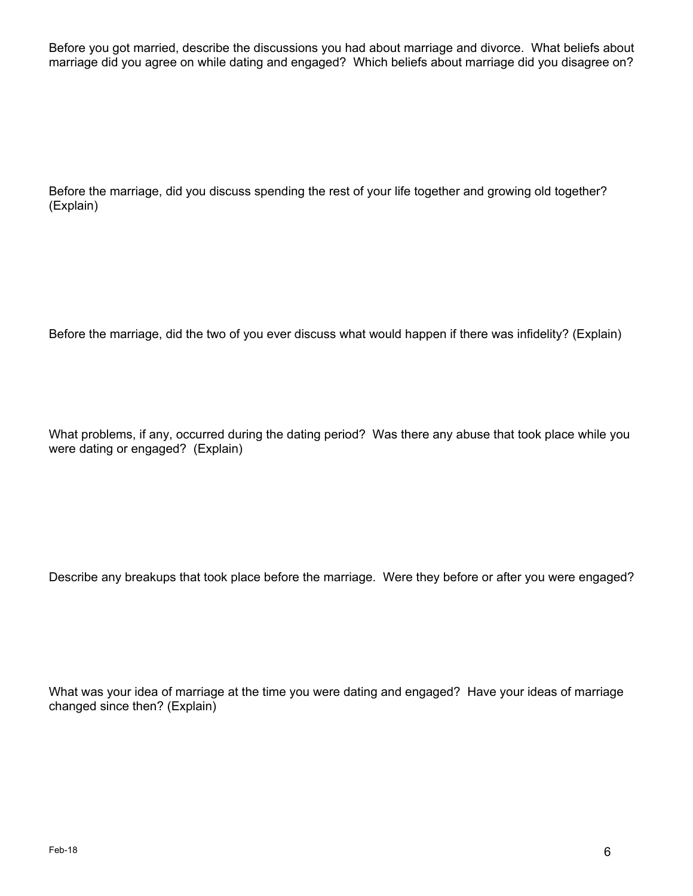Before you got married, describe the discussions you had about marriage and divorce. What beliefs about marriage did you agree on while dating and engaged? Which beliefs about marriage did you disagree on?

Before the marriage, did you discuss spending the rest of your life together and growing old together? (Explain)

Before the marriage, did the two of you ever discuss what would happen if there was infidelity? (Explain)

What problems, if any, occurred during the dating period? Was there any abuse that took place while you were dating or engaged? (Explain)

Describe any breakups that took place before the marriage. Were they before or after you were engaged?

What was your idea of marriage at the time you were dating and engaged? Have your ideas of marriage changed since then? (Explain)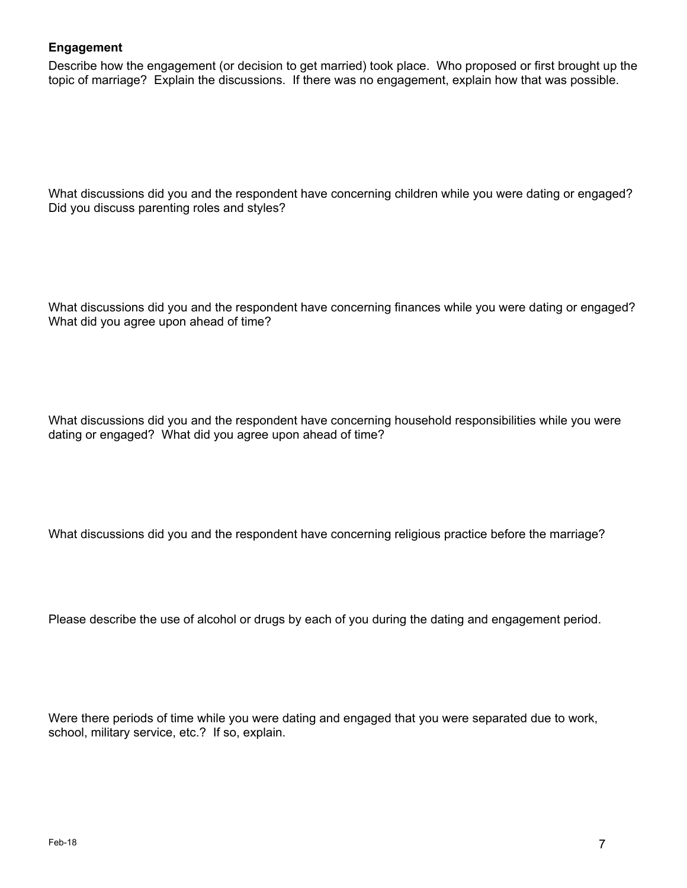**Engagement**

Describe how the engagement (or decision to get married) took place. Who proposed or first brought up the topic of marriage? Explain the discussions. If there was no engagement, explain how that was possible.

What discussions did you and the respondent have concerning children while you were dating or engaged? Did you discuss parenting roles and styles?

What discussions did you and the respondent have concerning finances while you were dating or engaged? What did you agree upon ahead of time?

What discussions did you and the respondent have concerning household responsibilities while you were dating or engaged? What did you agree upon ahead of time?

What discussions did you and the respondent have concerning religious practice before the marriage?

Please describe the use of alcohol or drugs by each of you during the dating and engagement period.

Were there periods of time while you were dating and engaged that you were separated due to work, school, military service, etc.? If so, explain.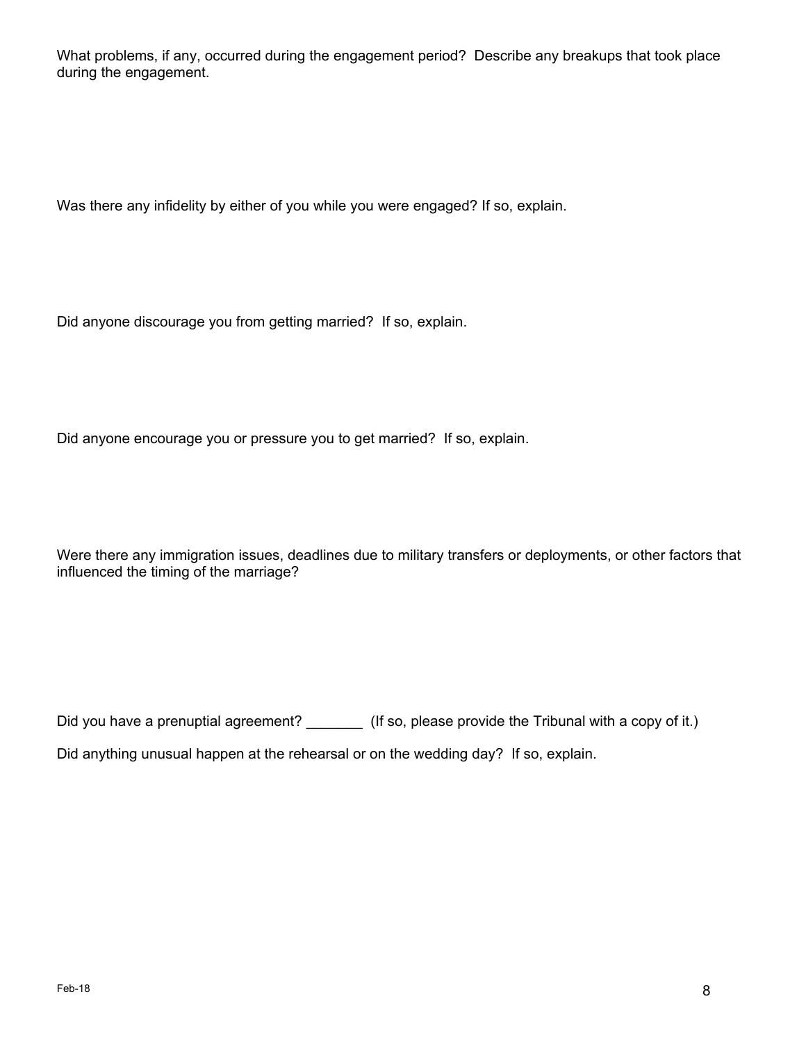What problems, if any, occurred during the engagement period? Describe any breakups that took place during the engagement.

Was there any infidelity by either of you while you were engaged? If so, explain.

Did anyone discourage you from getting married? If so, explain.

Did anyone encourage you or pressure you to get married? If so, explain.

Were there any immigration issues, deadlines due to military transfers or deployments, or other factors that influenced the timing of the marriage?

Did you have a prenuptial agreement? _______ (If so, please provide the Tribunal with a copy of it.)

Did anything unusual happen at the rehearsal or on the wedding day? If so, explain.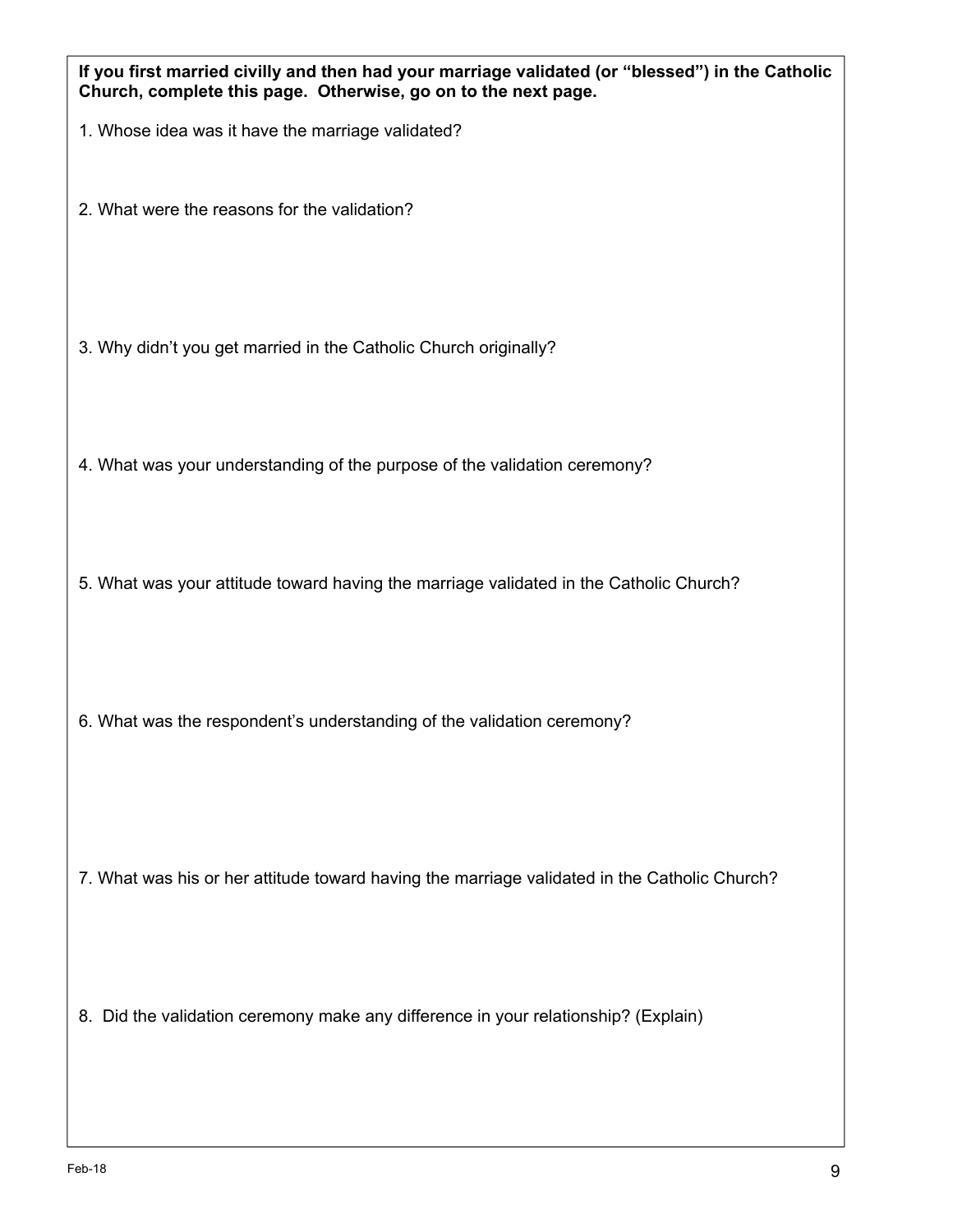**If you first married civilly and then had your marriage validated (or "blessed") in the Catholic Church, complete this page. Otherwise, go on to the next page.**

1. Whose idea was it have the marriage validated?

2. What were the reasons for the validation?

3. Why didn't you get married in the Catholic Church originally?

4. What was your understanding of the purpose of the validation ceremony?

5. What was your attitude toward having the marriage validated in the Catholic Church?

6. What was the respondent's understanding of the validation ceremony?

7. What was his or her attitude toward having the marriage validated in the Catholic Church?

8. Did the validation ceremony make any difference in your relationship? (Explain)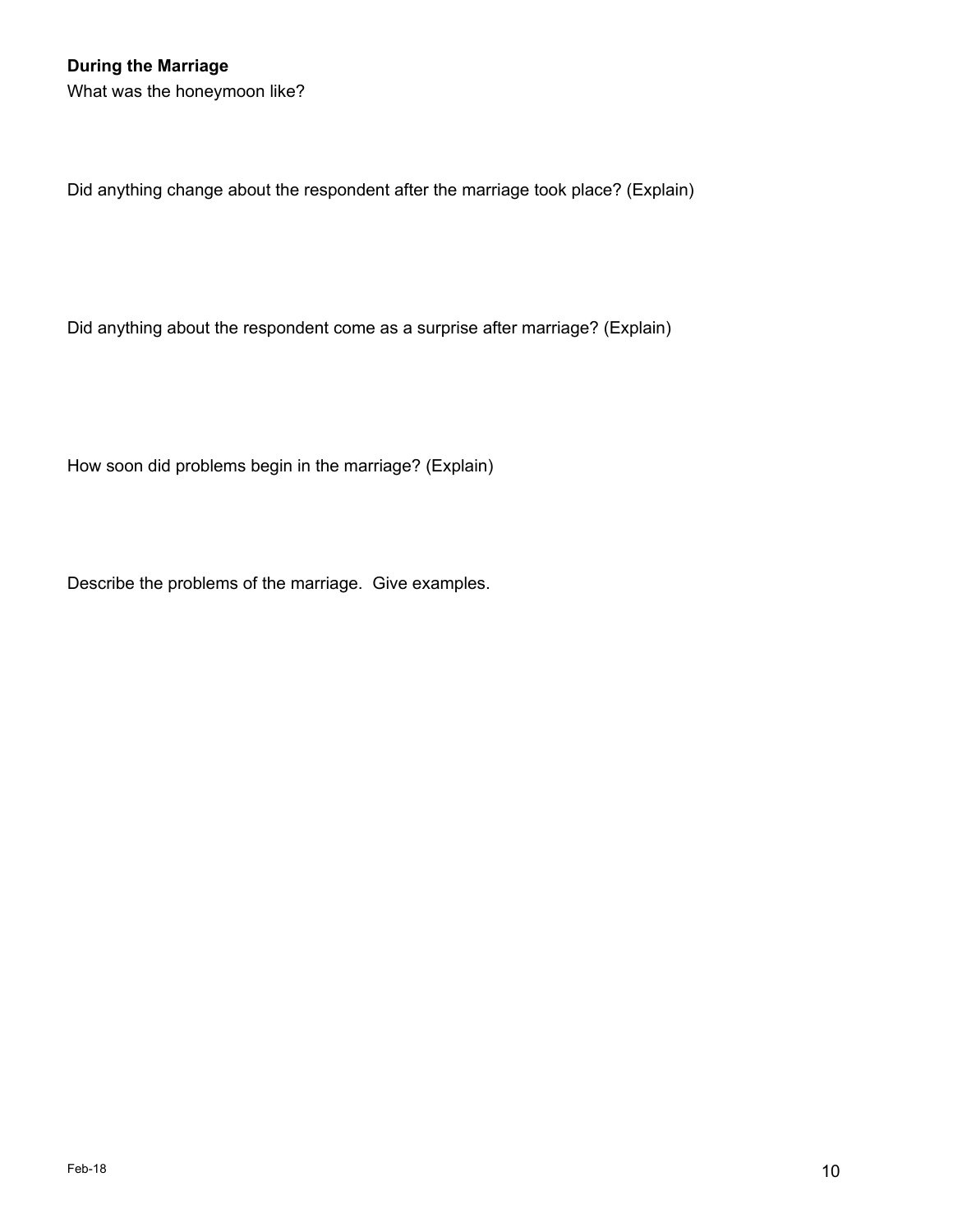**During the Marriage**

What was the honeymoon like?

Did anything change about the respondent after the marriage took place? (Explain)

Did anything about the respondent come as a surprise after marriage? (Explain)

How soon did problems begin in the marriage? (Explain)

Describe the problems of the marriage. Give examples.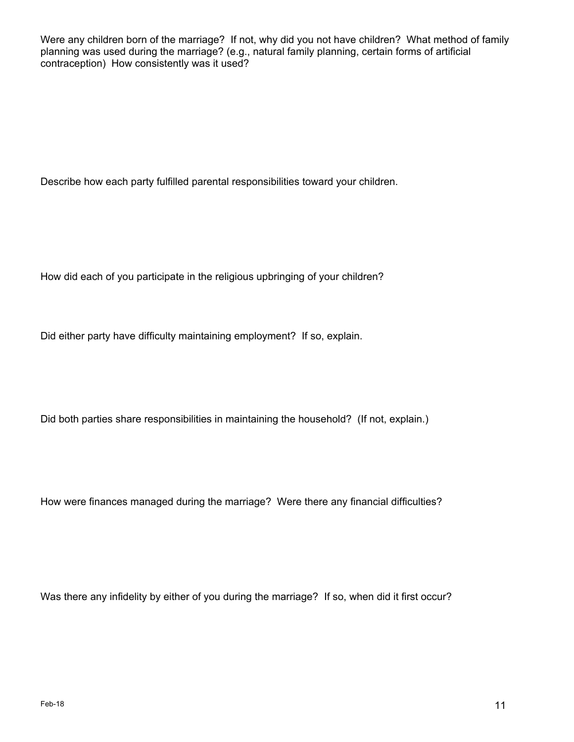Were any children born of the marriage? If not, why did you not have children? What method of family planning was used during the marriage? (e.g., natural family planning, certain forms of artificial contraception) How consistently was it used?

Describe how each party fulfilled parental responsibilities toward your children.

How did each of you participate in the religious upbringing of your children?

Did either party have difficulty maintaining employment? If so, explain.

Did both parties share responsibilities in maintaining the household? (If not, explain.)

How were finances managed during the marriage? Were there any financial difficulties?

Was there any infidelity by either of you during the marriage? If so, when did it first occur?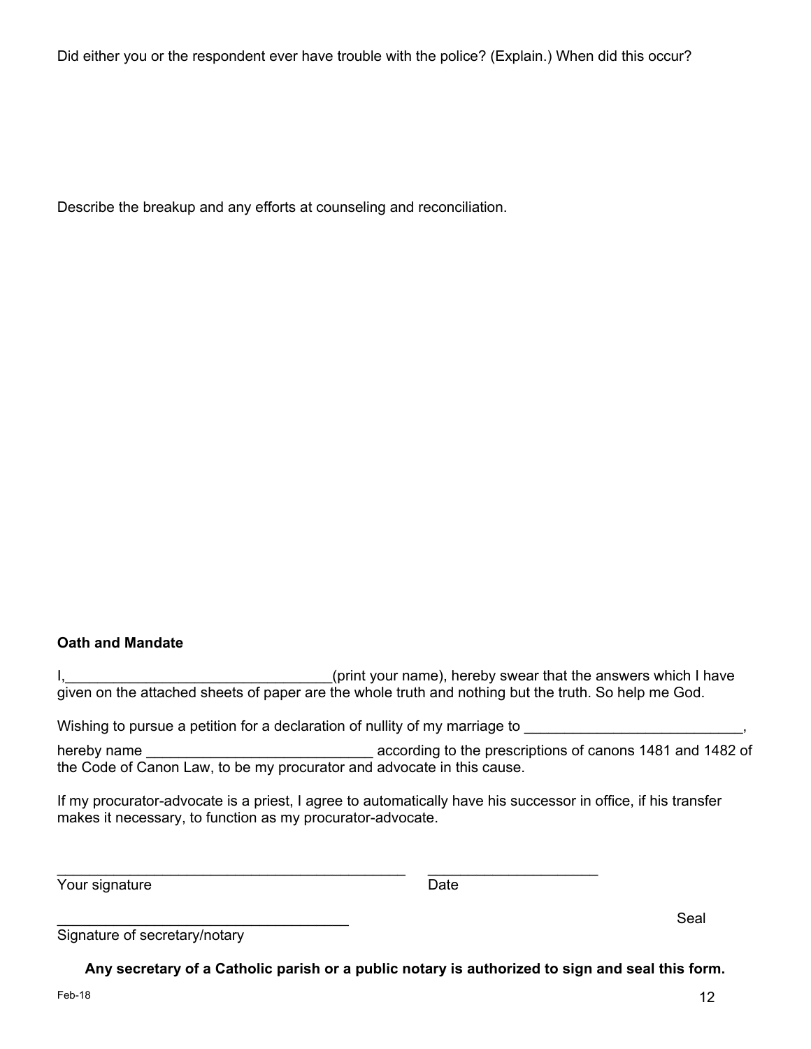Did either you or the respondent ever have trouble with the police? (Explain.) When did this occur?

Describe the breakup and any efforts at counseling and reconciliation.

**Oath and Mandate**

I,_________________________________(print your name), hereby swear that the answers which I have given on the attached sheets of paper are the whole truth and nothing but the truth. So help me God.

Wishing to pursue a petition for a declaration of nullity of my marriage to ___________________________,

hereby name ____________________________ according to the prescriptions of canons 1481 and 1482 of the Code of Canon Law, to be my procurator and advocate in this cause.

If my procurator-advocate is a priest, I agree to automatically have his successor in office, if his transfer makes it necessary, to function as my procurator-advocate.

_____________________________________________ _____________________
Your signature Date

_____________________________________ Seal
Signature of secretary/notary

**Any secretary of a Catholic parish or a public notary is authorized to sign and seal this form.**

Feb-18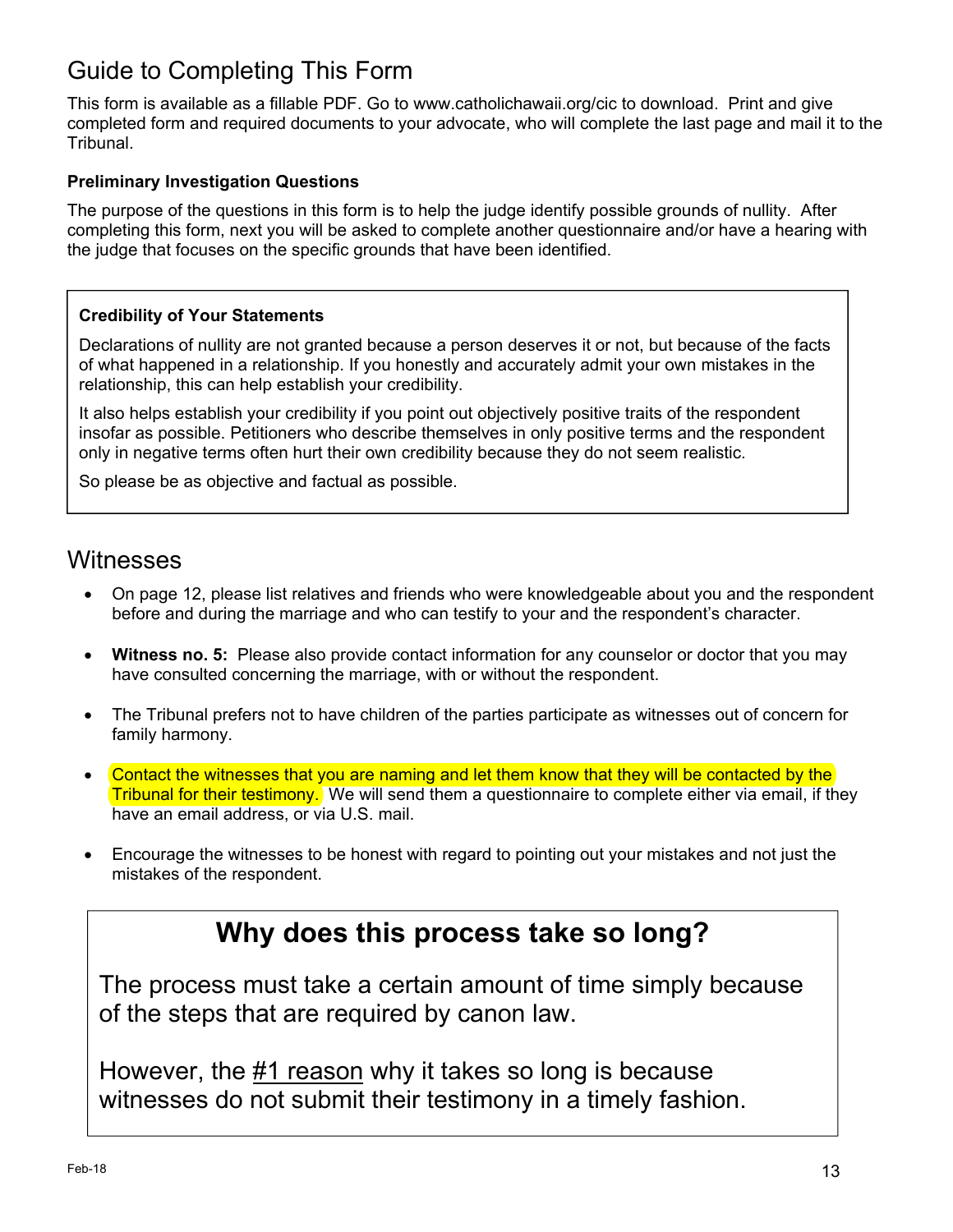# Guide to Completing This Form

This form is available as a fillable PDF. Go to www.catholichawaii.org/cic to download. Print and give completed form and required documents to your advocate, who will complete the last page and mail it to the Tribunal.

### Preliminary Investigation Questions

The purpose of the questions in this form is to help the judge identify possible grounds of nullity. After completing this form, next you will be asked to complete another questionnaire and/or have a hearing with the judge that focuses on the specific grounds that have been identified.

**Credibility of Your Statements**

Declarations of nullity are not granted because a person deserves it or not, but because of the facts of what happened in a relationship. If you honestly and accurately admit your own mistakes in the relationship, this can help establish your credibility.

It also helps establish your credibility if you point out objectively positive traits of the respondent insofar as possible. Petitioners who describe themselves in only positive terms and the respondent only in negative terms often hurt their own credibility because they do not seem realistic.

So please be as objective and factual as possible.

# Witnesses

- On page 12, please list relatives and friends who were knowledgeable about you and the respondent before and during the marriage and who can testify to your and the respondent's character.
- **Witness no. 5:** Please also provide contact information for any counselor or doctor that you may have consulted concerning the marriage, with or without the respondent.
- The Tribunal prefers not to have children of the parties participate as witnesses out of concern for family harmony.
- Contact the witnesses that you are naming and let them know that they will be contacted by the Tribunal for their testimony. We will send them a questionnaire to complete either via email, if they have an email address, or via U.S. mail.
- Encourage the witnesses to be honest with regard to pointing out your mistakes and not just the mistakes of the respondent.

## Why does this process take so long?

The process must take a certain amount of time simply because of the steps that are required by canon law.

However, the #1 reason why it takes so long is because witnesses do not submit their testimony in a timely fashion.

Feb-18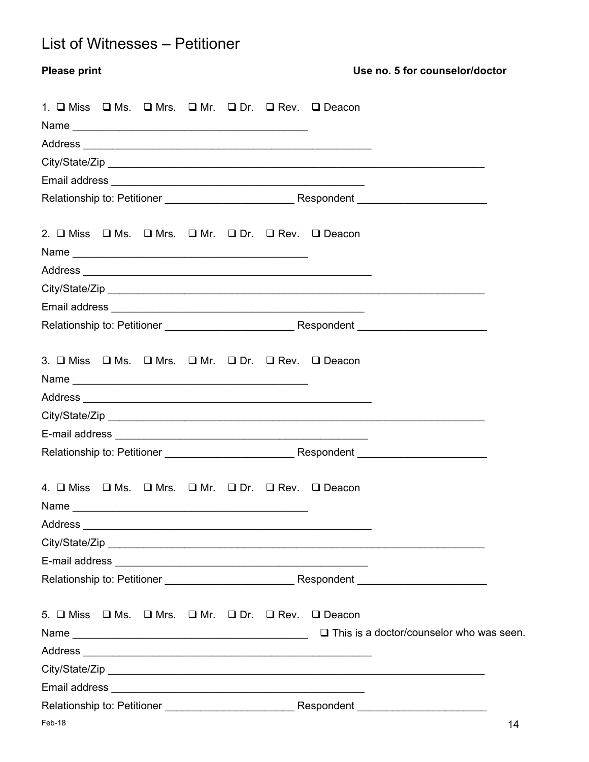# List of Witnesses – Petitioner

**Please print** **Use no. 5 for counselor/doctor**

1. ☐ Miss ☐ Ms. ☐ Mrs. ☐ Mr. ☐ Dr. ☐ Rev. ☐ Deacon

Name ________________________________________

Address __________________________________________________

City/State/Zip _________________________________________________________________

Email address ____________________________________________

Relationship to: Petitioner ______________________ Respondent ______________________

2. ☐ Miss ☐ Ms. ☐ Mrs. ☐ Mr. ☐ Dr. ☐ Rev. ☐ Deacon

Name ________________________________________

Address __________________________________________________

City/State/Zip _________________________________________________________________

Email address ____________________________________________

Relationship to: Petitioner ______________________ Respondent ______________________

3. ☐ Miss ☐ Ms. ☐ Mrs. ☐ Mr. ☐ Dr. ☐ Rev. ☐ Deacon

Name ________________________________________

Address __________________________________________________

City/State/Zip _________________________________________________________________

E-mail address ____________________________________________

Relationship to: Petitioner ______________________ Respondent ______________________

4. ☐ Miss ☐ Ms. ☐ Mrs. ☐ Mr. ☐ Dr. ☐ Rev. ☐ Deacon

Name ________________________________________

Address __________________________________________________

City/State/Zip _________________________________________________________________

E-mail address ____________________________________________

Relationship to: Petitioner ______________________ Respondent ______________________

5. ☐ Miss ☐ Ms. ☐ Mrs. ☐ Mr. ☐ Dr. ☐ Rev. ☐ Deacon

Name ________________________________________ ☐ This is a doctor/counselor who was seen.

Address __________________________________________________

City/State/Zip _________________________________________________________________

Email address ____________________________________________

Relationship to: Petitioner ______________________ Respondent ______________________

Feb-18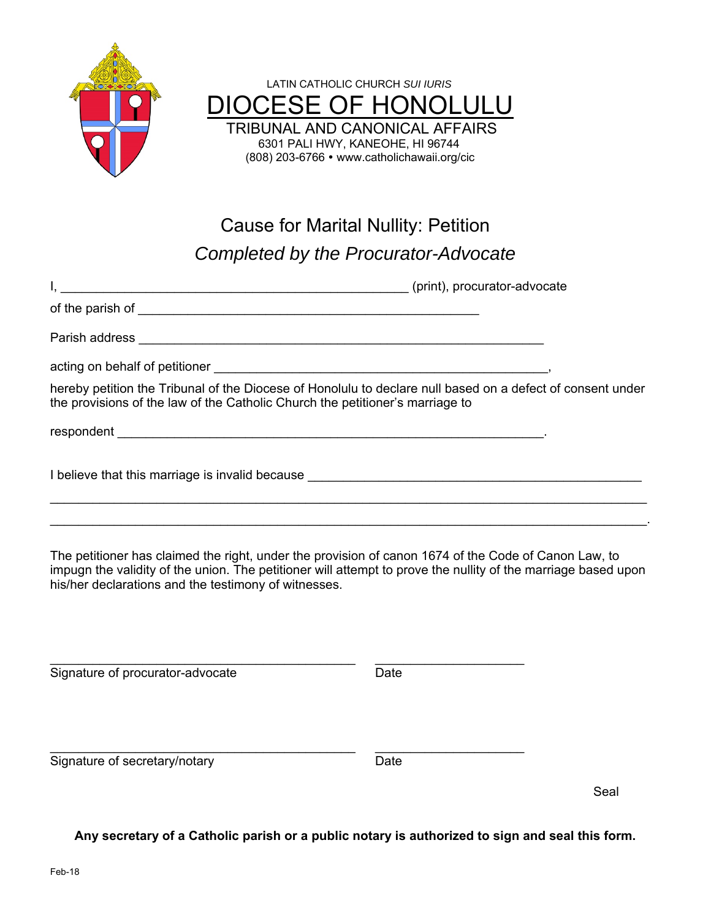LATIN CATHOLIC CHURCH *SUI IURIS*

# DIOCESE OF HONOLULU

TRIBUNAL AND CANONICAL AFFAIRS
6301 PALI HWY, KANEOHE, HI 96744
(808) 203-6766 • www.catholichawaii.org/cic

## Cause for Marital Nullity: Petition

*Completed by the Procurator-Advocate*

I, ______________________________________________ (print), procurator-advocate

of the parish of ______________________________________________

Parish address ______________________________________________

acting on behalf of petitioner ______________________________________________,

hereby petition the Tribunal of the Diocese of Honolulu to declare null based on a defect of consent under the provisions of the law of the Catholic Church the petitioner's marriage to

respondent ______________________________________________.

I believe that this marriage is invalid because ______________________________________________

______________________________________________________________________________

______________________________________________________________________________.

The petitioner has claimed the right, under the provision of canon 1674 of the Code of Canon Law, to impugn the validity of the union. The petitioner will attempt to prove the nullity of the marriage based upon his/her declarations and the testimony of witnesses.

________________________________________ ____________________
Signature of procurator-advocate Date

________________________________________ ____________________
Signature of secretary/notary Date

Seal

**Any secretary of a Catholic parish or a public notary is authorized to sign and seal this form.**

Feb-18